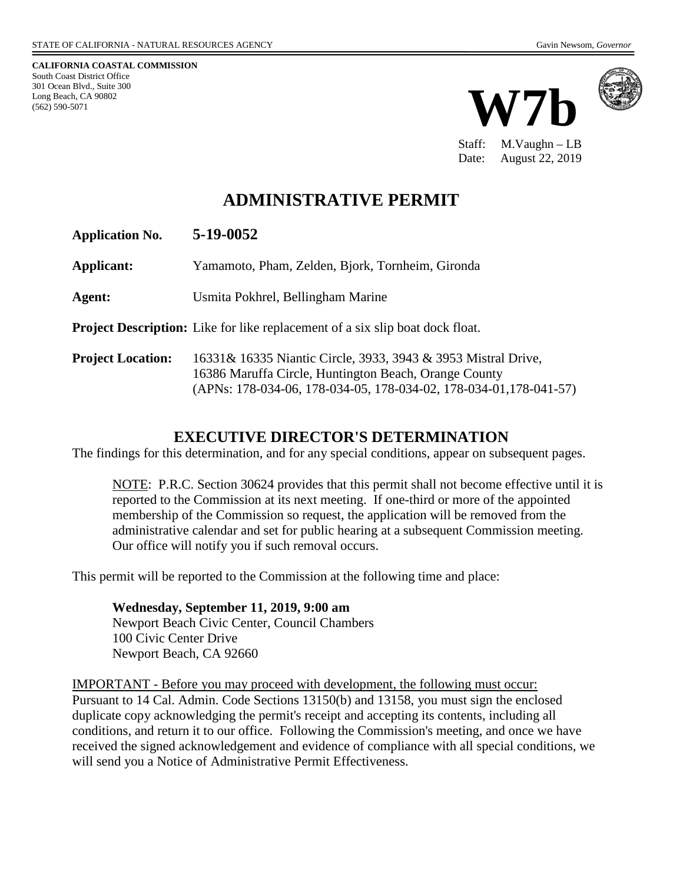STATE OF CALIFORNIA - NATURAL RESOURCES AGENCY Gavin Newsom, *Governor*

**CALIFORNIA COASTAL COMMISSION**
South Coast District Office
301 Ocean Blvd., Suite 300
Long Beach, CA 90802
(562) 590-5071

# W7b

Staff: M.Vaughn – LB
Date: August 22, 2019

# ADMINISTRATIVE PERMIT

**Application No.** **5-19-0052**

**Applicant:** Yamamoto, Pham, Zelden, Bjork, Tornheim, Gironda

**Agent:** Usmita Pokhrel, Bellingham Marine

**Project Description:** Like for like replacement of a six slip boat dock float.

**Project Location:** 16331& 16335 Niantic Circle, 3933, 3943 & 3953 Mistral Drive, 16386 Maruffa Circle, Huntington Beach, Orange County (APNs: 178-034-06, 178-034-05, 178-034-02, 178-034-01,178-041-57)

## EXECUTIVE DIRECTOR'S DETERMINATION

The findings for this determination, and for any special conditions, appear on subsequent pages.

NOTE: P.R.C. Section 30624 provides that this permit shall not become effective until it is reported to the Commission at its next meeting. If one-third or more of the appointed membership of the Commission so request, the application will be removed from the administrative calendar and set for public hearing at a subsequent Commission meeting. Our office will notify you if such removal occurs.

This permit will be reported to the Commission at the following time and place:

**Wednesday, September 11, 2019, 9:00 am**
Newport Beach Civic Center, Council Chambers
100 Civic Center Drive
Newport Beach, CA 92660

IMPORTANT - Before you may proceed with development, the following must occur:
Pursuant to 14 Cal. Admin. Code Sections 13150(b) and 13158, you must sign the enclosed duplicate copy acknowledging the permit's receipt and accepting its contents, including all conditions, and return it to our office. Following the Commission's meeting, and once we have received the signed acknowledgement and evidence of compliance with all special conditions, we will send you a Notice of Administrative Permit Effectiveness.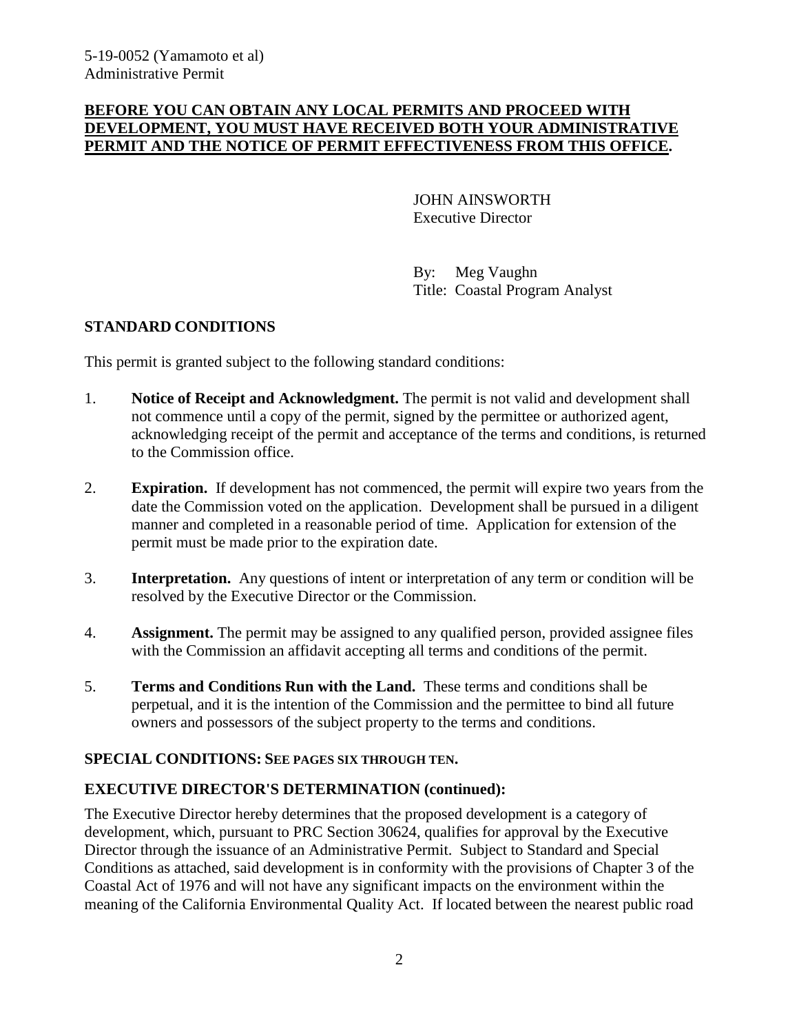**BEFORE YOU CAN OBTAIN ANY LOCAL PERMITS AND PROCEED WITH DEVELOPMENT, YOU MUST HAVE RECEIVED BOTH YOUR ADMINISTRATIVE PERMIT AND THE NOTICE OF PERMIT EFFECTIVENESS FROM THIS OFFICE.**

JOHN AINSWORTH
Executive Director

By: Meg Vaughn
Title: Coastal Program Analyst

## STANDARD CONDITIONS

This permit is granted subject to the following standard conditions:

1. **Notice of Receipt and Acknowledgment.** The permit is not valid and development shall not commence until a copy of the permit, signed by the permittee or authorized agent, acknowledging receipt of the permit and acceptance of the terms and conditions, is returned to the Commission office.

2. **Expiration.** If development has not commenced, the permit will expire two years from the date the Commission voted on the application. Development shall be pursued in a diligent manner and completed in a reasonable period of time. Application for extension of the permit must be made prior to the expiration date.

3. **Interpretation.** Any questions of intent or interpretation of any term or condition will be resolved by the Executive Director or the Commission.

4. **Assignment.** The permit may be assigned to any qualified person, provided assignee files with the Commission an affidavit accepting all terms and conditions of the permit.

5. **Terms and Conditions Run with the Land.** These terms and conditions shall be perpetual, and it is the intention of the Commission and the permittee to bind all future owners and possessors of the subject property to the terms and conditions.

## SPECIAL CONDITIONS: SEE PAGES SIX THROUGH TEN.

## EXECUTIVE DIRECTOR'S DETERMINATION (continued):

The Executive Director hereby determines that the proposed development is a category of development, which, pursuant to PRC Section 30624, qualifies for approval by the Executive Director through the issuance of an Administrative Permit. Subject to Standard and Special Conditions as attached, said development is in conformity with the provisions of Chapter 3 of the Coastal Act of 1976 and will not have any significant impacts on the environment within the meaning of the California Environmental Quality Act. If located between the nearest public road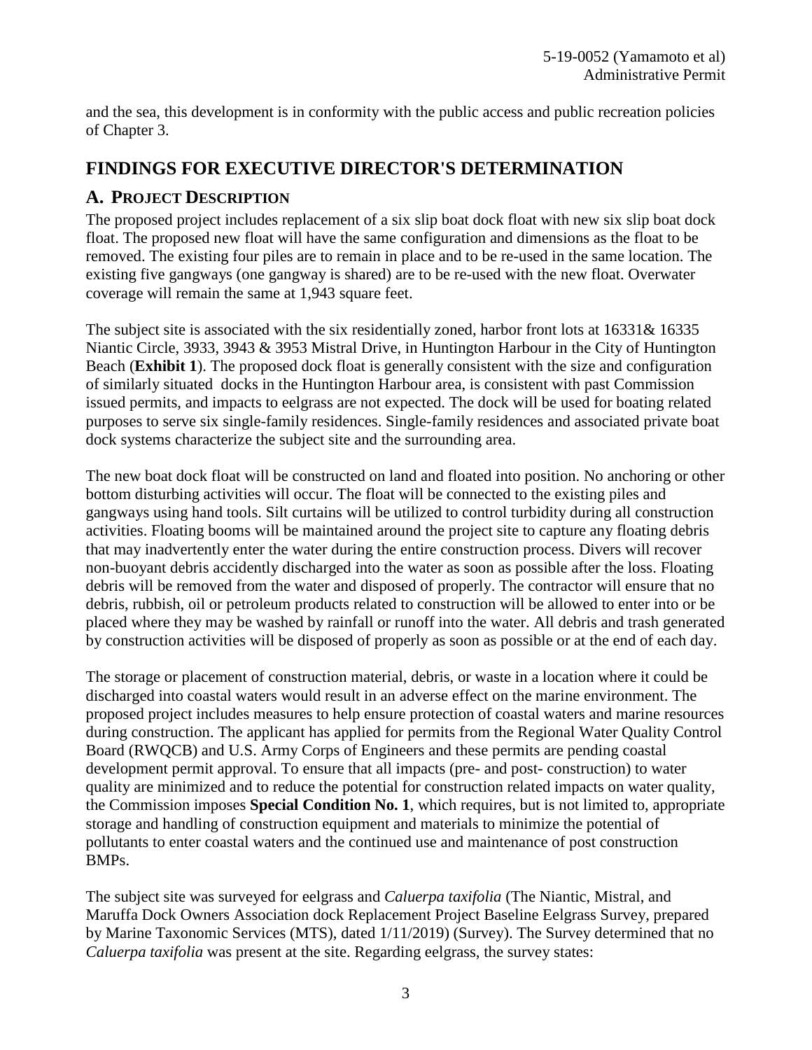and the sea, this development is in conformity with the public access and public recreation policies of Chapter 3.

# FINDINGS FOR EXECUTIVE DIRECTOR'S DETERMINATION

## A. Project Description

The proposed project includes replacement of a six slip boat dock float with new six slip boat dock float. The proposed new float will have the same configuration and dimensions as the float to be removed. The existing four piles are to remain in place and to be re-used in the same location. The existing five gangways (one gangway is shared) are to be re-used with the new float. Overwater coverage will remain the same at 1,943 square feet.

The subject site is associated with the six residentially zoned, harbor front lots at 16331& 16335 Niantic Circle, 3933, 3943 & 3953 Mistral Drive, in Huntington Harbour in the City of Huntington Beach (**Exhibit 1**). The proposed dock float is generally consistent with the size and configuration of similarly situated docks in the Huntington Harbour area, is consistent with past Commission issued permits, and impacts to eelgrass are not expected. The dock will be used for boating related purposes to serve six single-family residences. Single-family residences and associated private boat dock systems characterize the subject site and the surrounding area.

The new boat dock float will be constructed on land and floated into position. No anchoring or other bottom disturbing activities will occur. The float will be connected to the existing piles and gangways using hand tools. Silt curtains will be utilized to control turbidity during all construction activities. Floating booms will be maintained around the project site to capture any floating debris that may inadvertently enter the water during the entire construction process. Divers will recover non-buoyant debris accidently discharged into the water as soon as possible after the loss. Floating debris will be removed from the water and disposed of properly. The contractor will ensure that no debris, rubbish, oil or petroleum products related to construction will be allowed to enter into or be placed where they may be washed by rainfall or runoff into the water. All debris and trash generated by construction activities will be disposed of properly as soon as possible or at the end of each day.

The storage or placement of construction material, debris, or waste in a location where it could be discharged into coastal waters would result in an adverse effect on the marine environment. The proposed project includes measures to help ensure protection of coastal waters and marine resources during construction. The applicant has applied for permits from the Regional Water Quality Control Board (RWQCB) and U.S. Army Corps of Engineers and these permits are pending coastal development permit approval. To ensure that all impacts (pre- and post- construction) to water quality are minimized and to reduce the potential for construction related impacts on water quality, the Commission imposes **Special Condition No. 1**, which requires, but is not limited to, appropriate storage and handling of construction equipment and materials to minimize the potential of pollutants to enter coastal waters and the continued use and maintenance of post construction BMPs.

The subject site was surveyed for eelgrass and *Caluerpa taxifolia* (The Niantic, Mistral, and Maruffa Dock Owners Association dock Replacement Project Baseline Eelgrass Survey, prepared by Marine Taxonomic Services (MTS), dated 1/11/2019) (Survey). The Survey determined that no *Caluerpa taxifolia* was present at the site. Regarding eelgrass, the survey states: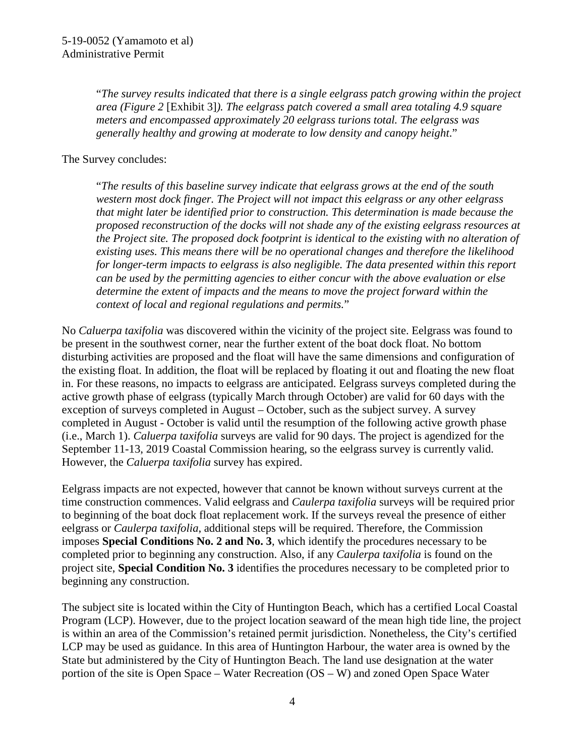"*The survey results indicated that there is a single eelgrass patch growing within the project area (Figure 2* [Exhibit 3]*). The eelgrass patch covered a small area totaling 4.9 square meters and encompassed approximately 20 eelgrass turions total. The eelgrass was generally healthy and growing at moderate to low density and canopy height*."

The Survey concludes:

"*The results of this baseline survey indicate that eelgrass grows at the end of the south western most dock finger. The Project will not impact this eelgrass or any other eelgrass that might later be identified prior to construction. This determination is made because the proposed reconstruction of the docks will not shade any of the existing eelgrass resources at the Project site. The proposed dock footprint is identical to the existing with no alteration of existing uses. This means there will be no operational changes and therefore the likelihood for longer-term impacts to eelgrass is also negligible. The data presented within this report can be used by the permitting agencies to either concur with the above evaluation or else determine the extent of impacts and the means to move the project forward within the context of local and regional regulations and permits.*"

No *Caluerpa taxifolia* was discovered within the vicinity of the project site. Eelgrass was found to be present in the southwest corner, near the further extent of the boat dock float. No bottom disturbing activities are proposed and the float will have the same dimensions and configuration of the existing float. In addition, the float will be replaced by floating it out and floating the new float in. For these reasons, no impacts to eelgrass are anticipated. Eelgrass surveys completed during the active growth phase of eelgrass (typically March through October) are valid for 60 days with the exception of surveys completed in August – October, such as the subject survey. A survey completed in August - October is valid until the resumption of the following active growth phase (i.e., March 1). *Caluerpa taxifolia* surveys are valid for 90 days. The project is agendized for the September 11-13, 2019 Coastal Commission hearing, so the eelgrass survey is currently valid. However, the *Caluerpa taxifolia* survey has expired.

Eelgrass impacts are not expected, however that cannot be known without surveys current at the time construction commences. Valid eelgrass and *Caulerpa taxifolia* surveys will be required prior to beginning of the boat dock float replacement work. If the surveys reveal the presence of either eelgrass or *Caulerpa taxifolia*, additional steps will be required. Therefore, the Commission imposes **Special Conditions No. 2 and No. 3**, which identify the procedures necessary to be completed prior to beginning any construction. Also, if any *Caulerpa taxifolia* is found on the project site, **Special Condition No. 3** identifies the procedures necessary to be completed prior to beginning any construction.

The subject site is located within the City of Huntington Beach, which has a certified Local Coastal Program (LCP). However, due to the project location seaward of the mean high tide line, the project is within an area of the Commission's retained permit jurisdiction. Nonetheless, the City's certified LCP may be used as guidance. In this area of Huntington Harbour, the water area is owned by the State but administered by the City of Huntington Beach. The land use designation at the water portion of the site is Open Space – Water Recreation (OS – W) and zoned Open Space Water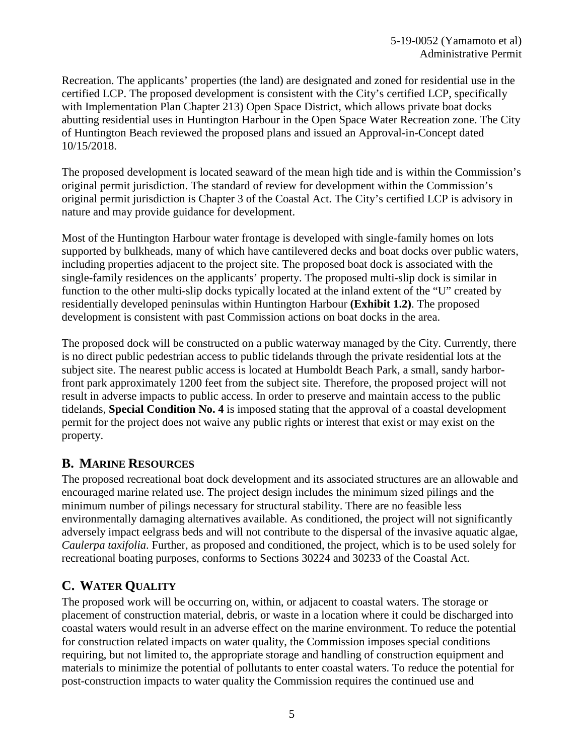Recreation. The applicants' properties (the land) are designated and zoned for residential use in the certified LCP. The proposed development is consistent with the City's certified LCP, specifically with Implementation Plan Chapter 213) Open Space District, which allows private boat docks abutting residential uses in Huntington Harbour in the Open Space Water Recreation zone. The City of Huntington Beach reviewed the proposed plans and issued an Approval-in-Concept dated 10/15/2018.

The proposed development is located seaward of the mean high tide and is within the Commission's original permit jurisdiction. The standard of review for development within the Commission's original permit jurisdiction is Chapter 3 of the Coastal Act. The City's certified LCP is advisory in nature and may provide guidance for development.

Most of the Huntington Harbour water frontage is developed with single-family homes on lots supported by bulkheads, many of which have cantilevered decks and boat docks over public waters, including properties adjacent to the project site. The proposed boat dock is associated with the single-family residences on the applicants' property. The proposed multi-slip dock is similar in function to the other multi-slip docks typically located at the inland extent of the "U" created by residentially developed peninsulas within Huntington Harbour **(Exhibit 1.2)**. The proposed development is consistent with past Commission actions on boat docks in the area.

The proposed dock will be constructed on a public waterway managed by the City. Currently, there is no direct public pedestrian access to public tidelands through the private residential lots at the subject site. The nearest public access is located at Humboldt Beach Park, a small, sandy harbor-front park approximately 1200 feet from the subject site. Therefore, the proposed project will not result in adverse impacts to public access. In order to preserve and maintain access to the public tidelands, **Special Condition No. 4** is imposed stating that the approval of a coastal development permit for the project does not waive any public rights or interest that exist or may exist on the property.

## B. MARINE RESOURCES

The proposed recreational boat dock development and its associated structures are an allowable and encouraged marine related use. The project design includes the minimum sized pilings and the minimum number of pilings necessary for structural stability. There are no feasible less environmentally damaging alternatives available. As conditioned, the project will not significantly adversely impact eelgrass beds and will not contribute to the dispersal of the invasive aquatic algae, *Caulerpa taxifolia*. Further, as proposed and conditioned, the project, which is to be used solely for recreational boating purposes, conforms to Sections 30224 and 30233 of the Coastal Act.

## C. WATER QUALITY

The proposed work will be occurring on, within, or adjacent to coastal waters. The storage or placement of construction material, debris, or waste in a location where it could be discharged into coastal waters would result in an adverse effect on the marine environment. To reduce the potential for construction related impacts on water quality, the Commission imposes special conditions requiring, but not limited to, the appropriate storage and handling of construction equipment and materials to minimize the potential of pollutants to enter coastal waters. To reduce the potential for post-construction impacts to water quality the Commission requires the continued use and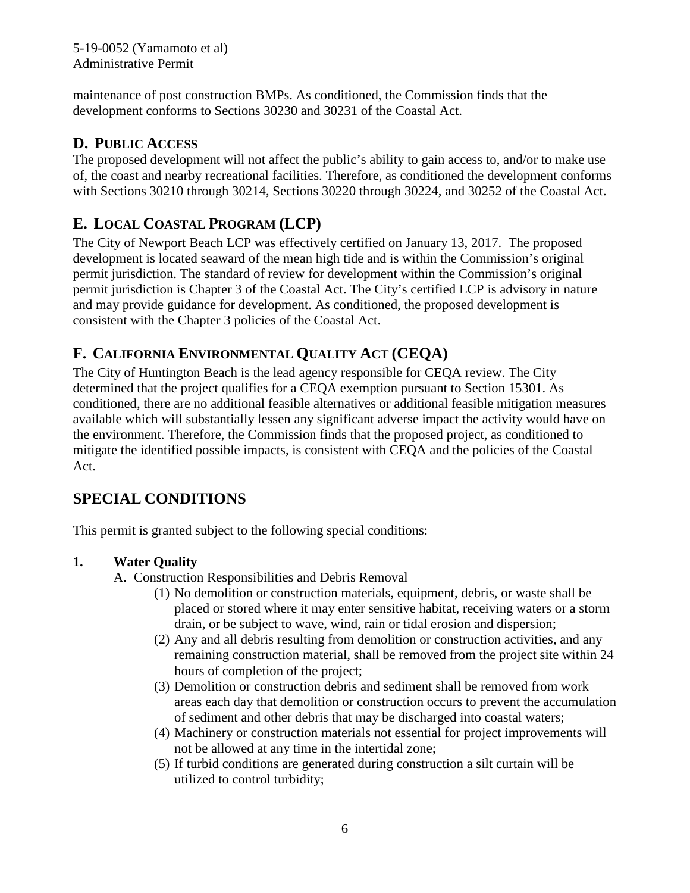maintenance of post construction BMPs. As conditioned, the Commission finds that the development conforms to Sections 30230 and 30231 of the Coastal Act.

## D. PUBLIC ACCESS

The proposed development will not affect the public's ability to gain access to, and/or to make use of, the coast and nearby recreational facilities. Therefore, as conditioned the development conforms with Sections 30210 through 30214, Sections 30220 through 30224, and 30252 of the Coastal Act.

## E. LOCAL COASTAL PROGRAM (LCP)

The City of Newport Beach LCP was effectively certified on January 13, 2017. The proposed development is located seaward of the mean high tide and is within the Commission's original permit jurisdiction. The standard of review for development within the Commission's original permit jurisdiction is Chapter 3 of the Coastal Act. The City's certified LCP is advisory in nature and may provide guidance for development. As conditioned, the proposed development is consistent with the Chapter 3 policies of the Coastal Act.

## F. CALIFORNIA ENVIRONMENTAL QUALITY ACT (CEQA)

The City of Huntington Beach is the lead agency responsible for CEQA review. The City determined that the project qualifies for a CEQA exemption pursuant to Section 15301. As conditioned, there are no additional feasible alternatives or additional feasible mitigation measures available which will substantially lessen any significant adverse impact the activity would have on the environment. Therefore, the Commission finds that the proposed project, as conditioned to mitigate the identified possible impacts, is consistent with CEQA and the policies of the Coastal Act.

# SPECIAL CONDITIONS

This permit is granted subject to the following special conditions:

**1. Water Quality**

A. Construction Responsibilities and Debris Removal

(1) No demolition or construction materials, equipment, debris, or waste shall be placed or stored where it may enter sensitive habitat, receiving waters or a storm drain, or be subject to wave, wind, rain or tidal erosion and dispersion;

(2) Any and all debris resulting from demolition or construction activities, and any remaining construction material, shall be removed from the project site within 24 hours of completion of the project;

(3) Demolition or construction debris and sediment shall be removed from work areas each day that demolition or construction occurs to prevent the accumulation of sediment and other debris that may be discharged into coastal waters;

(4) Machinery or construction materials not essential for project improvements will not be allowed at any time in the intertidal zone;

(5) If turbid conditions are generated during construction a silt curtain will be utilized to control turbidity;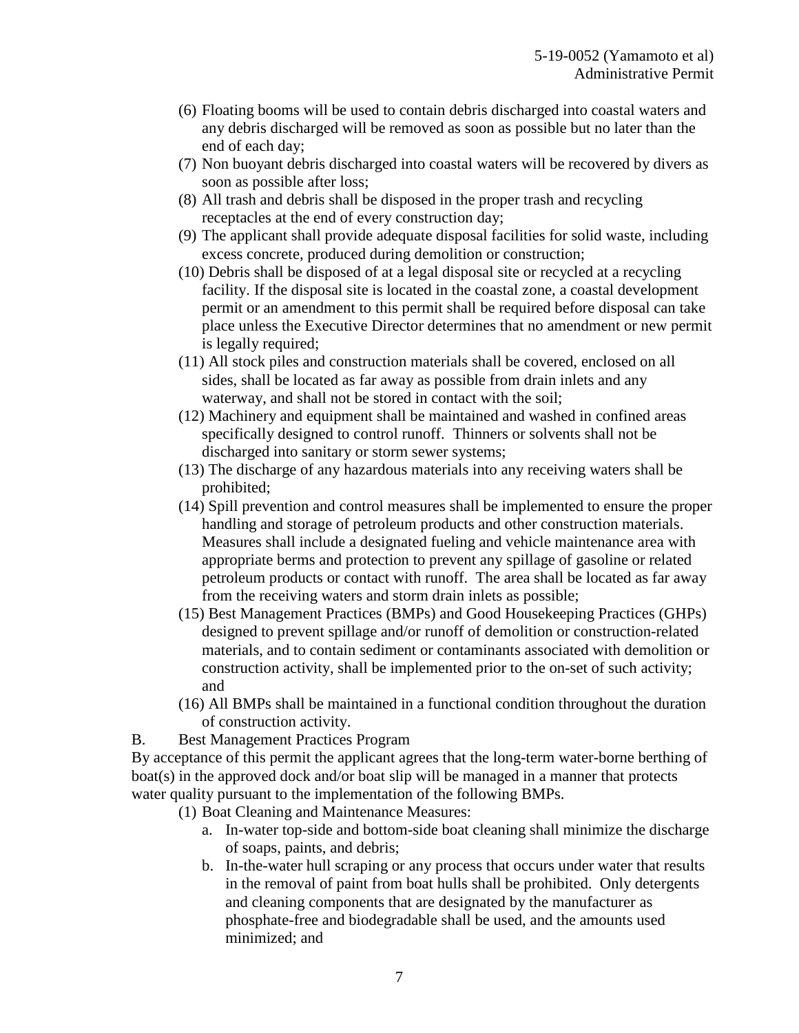(6) Floating booms will be used to contain debris discharged into coastal waters and any debris discharged will be removed as soon as possible but no later than the end of each day;

(7) Non buoyant debris discharged into coastal waters will be recovered by divers as soon as possible after loss;

(8) All trash and debris shall be disposed in the proper trash and recycling receptacles at the end of every construction day;

(9) The applicant shall provide adequate disposal facilities for solid waste, including excess concrete, produced during demolition or construction;

(10) Debris shall be disposed of at a legal disposal site or recycled at a recycling facility. If the disposal site is located in the coastal zone, a coastal development permit or an amendment to this permit shall be required before disposal can take place unless the Executive Director determines that no amendment or new permit is legally required;

(11) All stock piles and construction materials shall be covered, enclosed on all sides, shall be located as far away as possible from drain inlets and any waterway, and shall not be stored in contact with the soil;

(12) Machinery and equipment shall be maintained and washed in confined areas specifically designed to control runoff. Thinners or solvents shall not be discharged into sanitary or storm sewer systems;

(13) The discharge of any hazardous materials into any receiving waters shall be prohibited;

(14) Spill prevention and control measures shall be implemented to ensure the proper handling and storage of petroleum products and other construction materials. Measures shall include a designated fueling and vehicle maintenance area with appropriate berms and protection to prevent any spillage of gasoline or related petroleum products or contact with runoff. The area shall be located as far away from the receiving waters and storm drain inlets as possible;

(15) Best Management Practices (BMPs) and Good Housekeeping Practices (GHPs) designed to prevent spillage and/or runoff of demolition or construction-related materials, and to contain sediment or contaminants associated with demolition or construction activity, shall be implemented prior to the on-set of such activity; and

(16) All BMPs shall be maintained in a functional condition throughout the duration of construction activity.

B. Best Management Practices Program

By acceptance of this permit the applicant agrees that the long-term water-borne berthing of boat(s) in the approved dock and/or boat slip will be managed in a manner that protects water quality pursuant to the implementation of the following BMPs.

(1) Boat Cleaning and Maintenance Measures:

   a. In-water top-side and bottom-side boat cleaning shall minimize the discharge of soaps, paints, and debris;

   b. In-the-water hull scraping or any process that occurs under water that results in the removal of paint from boat hulls shall be prohibited. Only detergents and cleaning components that are designated by the manufacturer as phosphate-free and biodegradable shall be used, and the amounts used minimized; and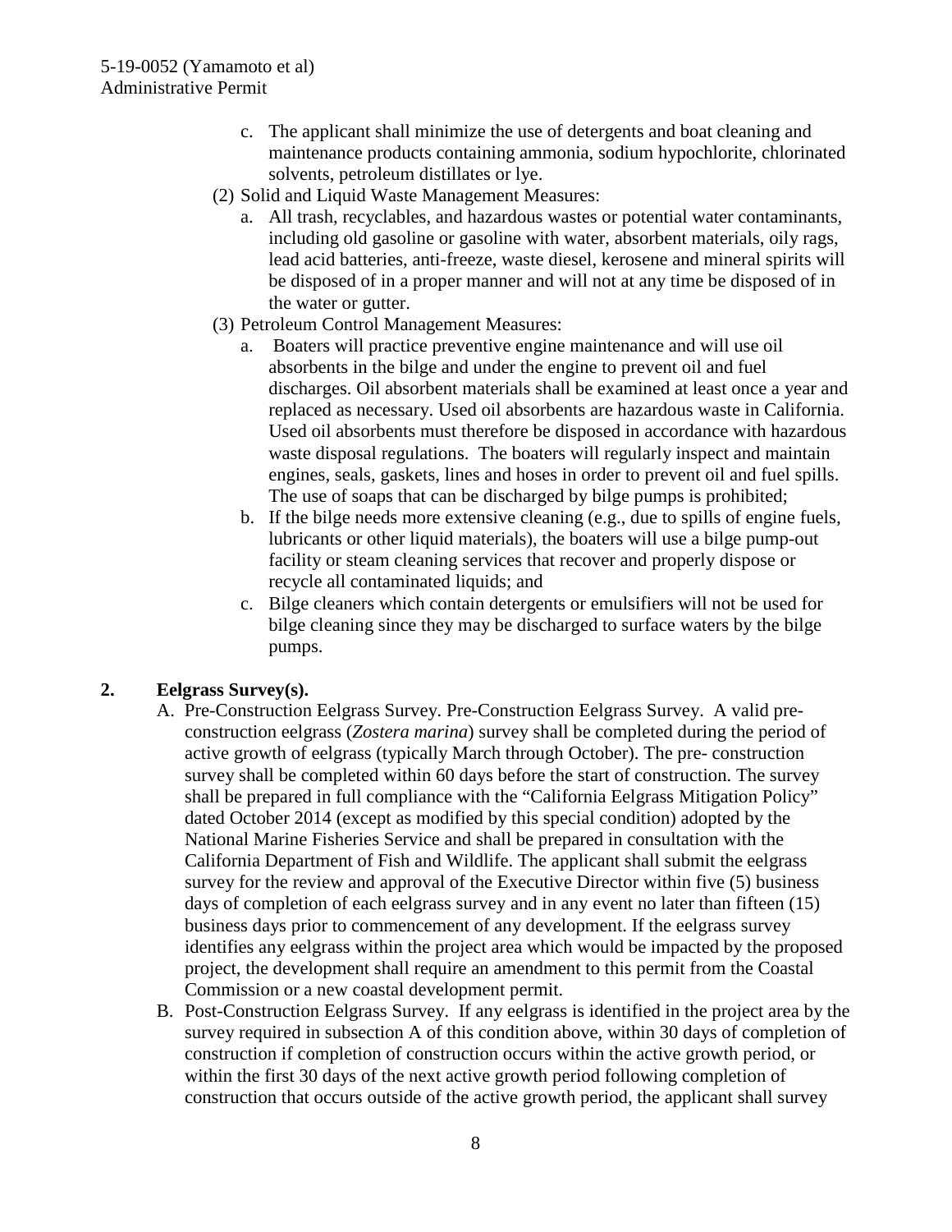c. The applicant shall minimize the use of detergents and boat cleaning and maintenance products containing ammonia, sodium hypochlorite, chlorinated solvents, petroleum distillates or lye.

(2) Solid and Liquid Waste Management Measures:

a. All trash, recyclables, and hazardous wastes or potential water contaminants, including old gasoline or gasoline with water, absorbent materials, oily rags, lead acid batteries, anti-freeze, waste diesel, kerosene and mineral spirits will be disposed of in a proper manner and will not at any time be disposed of in the water or gutter.

(3) Petroleum Control Management Measures:

a. Boaters will practice preventive engine maintenance and will use oil absorbents in the bilge and under the engine to prevent oil and fuel discharges. Oil absorbent materials shall be examined at least once a year and replaced as necessary. Used oil absorbents are hazardous waste in California. Used oil absorbents must therefore be disposed in accordance with hazardous waste disposal regulations. The boaters will regularly inspect and maintain engines, seals, gaskets, lines and hoses in order to prevent oil and fuel spills. The use of soaps that can be discharged by bilge pumps is prohibited;

b. If the bilge needs more extensive cleaning (e.g., due to spills of engine fuels, lubricants or other liquid materials), the boaters will use a bilge pump-out facility or steam cleaning services that recover and properly dispose or recycle all contaminated liquids; and

c. Bilge cleaners which contain detergents or emulsifiers will not be used for bilge cleaning since they may be discharged to surface waters by the bilge pumps.

**2. Eelgrass Survey(s).**

A. Pre-Construction Eelgrass Survey. Pre-Construction Eelgrass Survey. A valid pre-construction eelgrass (*Zostera marina*) survey shall be completed during the period of active growth of eelgrass (typically March through October). The pre- construction survey shall be completed within 60 days before the start of construction. The survey shall be prepared in full compliance with the "California Eelgrass Mitigation Policy" dated October 2014 (except as modified by this special condition) adopted by the National Marine Fisheries Service and shall be prepared in consultation with the California Department of Fish and Wildlife. The applicant shall submit the eelgrass survey for the review and approval of the Executive Director within five (5) business days of completion of each eelgrass survey and in any event no later than fifteen (15) business days prior to commencement of any development. If the eelgrass survey identifies any eelgrass within the project area which would be impacted by the proposed project, the development shall require an amendment to this permit from the Coastal Commission or a new coastal development permit.

B. Post-Construction Eelgrass Survey. If any eelgrass is identified in the project area by the survey required in subsection A of this condition above, within 30 days of completion of construction if completion of construction occurs within the active growth period, or within the first 30 days of the next active growth period following completion of construction that occurs outside of the active growth period, the applicant shall survey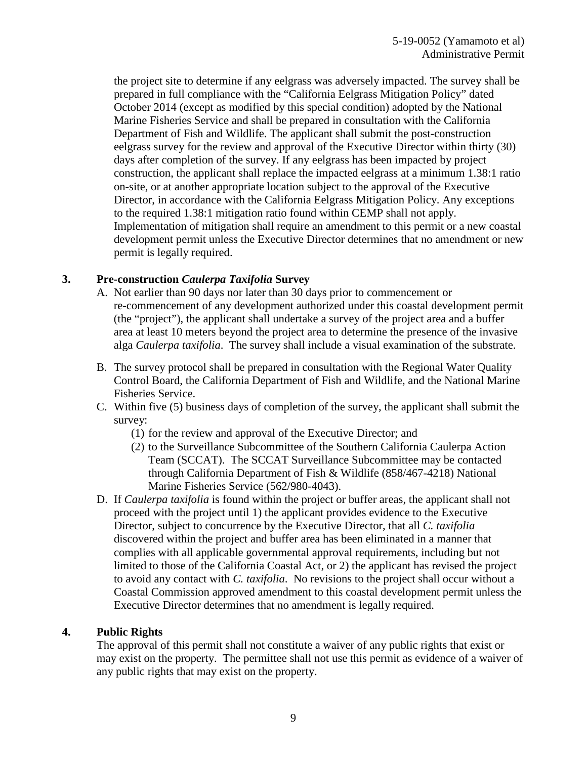the project site to determine if any eelgrass was adversely impacted. The survey shall be prepared in full compliance with the "California Eelgrass Mitigation Policy" dated October 2014 (except as modified by this special condition) adopted by the National Marine Fisheries Service and shall be prepared in consultation with the California Department of Fish and Wildlife. The applicant shall submit the post-construction eelgrass survey for the review and approval of the Executive Director within thirty (30) days after completion of the survey. If any eelgrass has been impacted by project construction, the applicant shall replace the impacted eelgrass at a minimum 1.38:1 ratio on-site, or at another appropriate location subject to the approval of the Executive Director, in accordance with the California Eelgrass Mitigation Policy. Any exceptions to the required 1.38:1 mitigation ratio found within CEMP shall not apply. Implementation of mitigation shall require an amendment to this permit or a new coastal development permit unless the Executive Director determines that no amendment or new permit is legally required.

**3. Pre-construction *Caulerpa Taxifolia* Survey**

A. Not earlier than 90 days nor later than 30 days prior to commencement or re-commencement of any development authorized under this coastal development permit (the "project"), the applicant shall undertake a survey of the project area and a buffer area at least 10 meters beyond the project area to determine the presence of the invasive alga *Caulerpa taxifolia*. The survey shall include a visual examination of the substrate.

B. The survey protocol shall be prepared in consultation with the Regional Water Quality Control Board, the California Department of Fish and Wildlife, and the National Marine Fisheries Service.

C. Within five (5) business days of completion of the survey, the applicant shall submit the survey:
   (1) for the review and approval of the Executive Director; and
   (2) to the Surveillance Subcommittee of the Southern California Caulerpa Action Team (SCCAT). The SCCAT Surveillance Subcommittee may be contacted through California Department of Fish & Wildlife (858/467-4218) National Marine Fisheries Service (562/980-4043).

D. If *Caulerpa taxifolia* is found within the project or buffer areas, the applicant shall not proceed with the project until 1) the applicant provides evidence to the Executive Director, subject to concurrence by the Executive Director, that all *C. taxifolia* discovered within the project and buffer area has been eliminated in a manner that complies with all applicable governmental approval requirements, including but not limited to those of the California Coastal Act, or 2) the applicant has revised the project to avoid any contact with *C. taxifolia*. No revisions to the project shall occur without a Coastal Commission approved amendment to this coastal development permit unless the Executive Director determines that no amendment is legally required.

**4. Public Rights**

The approval of this permit shall not constitute a waiver of any public rights that exist or may exist on the property. The permittee shall not use this permit as evidence of a waiver of any public rights that may exist on the property.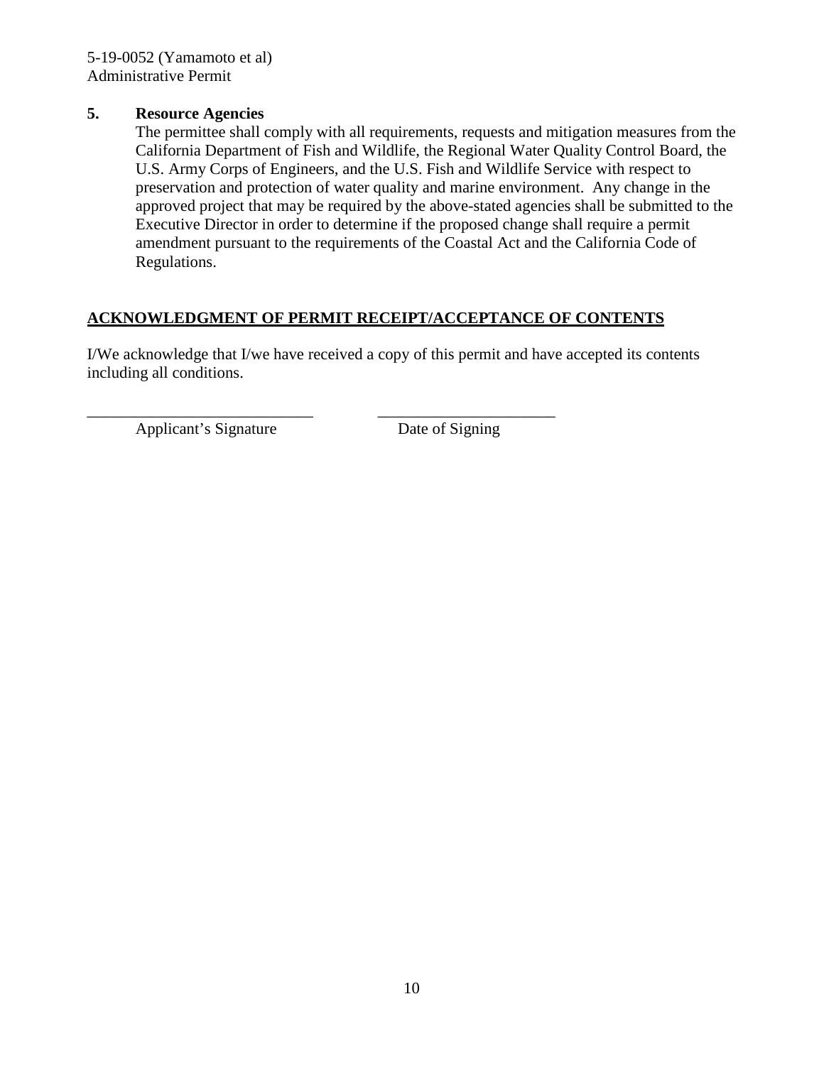**5. Resource Agencies**

The permittee shall comply with all requirements, requests and mitigation measures from the California Department of Fish and Wildlife, the Regional Water Quality Control Board, the U.S. Army Corps of Engineers, and the U.S. Fish and Wildlife Service with respect to preservation and protection of water quality and marine environment. Any change in the approved project that may be required by the above-stated agencies shall be submitted to the Executive Director in order to determine if the proposed change shall require a permit amendment pursuant to the requirements of the Coastal Act and the California Code of Regulations.

**ACKNOWLEDGMENT OF PERMIT RECEIPT/ACCEPTANCE OF CONTENTS**

I/We acknowledge that I/we have received a copy of this permit and have accepted its contents including all conditions.

\_\_\_\_\_\_\_\_\_\_\_\_\_\_\_\_\_\_\_\_\_\_\_\_\_\_\_\_ \_\_\_\_\_\_\_\_\_\_\_\_\_\_\_\_\_\_\_\_\_\_

Applicant's Signature Date of Signing